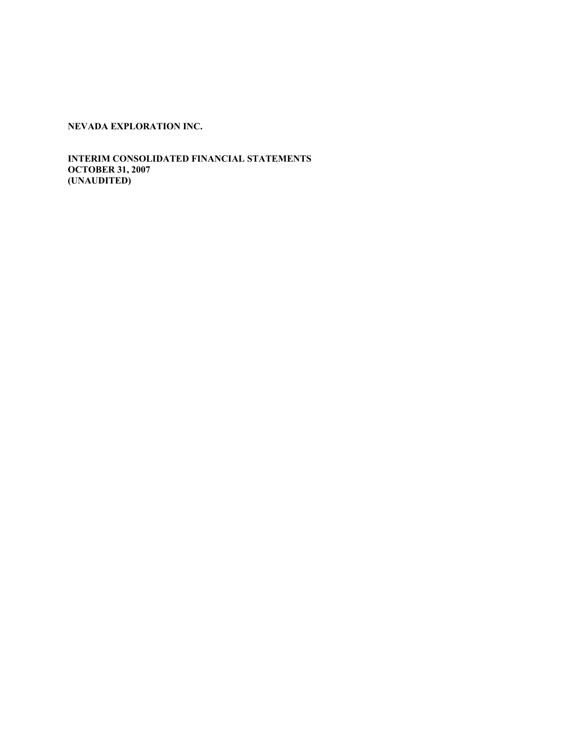**NEVADA EXPLORATION INC.**

**INTERIM CONSOLIDATED FINANCIAL STATEMENTS**
**OCTOBER 31, 2007**
**(UNAUDITED)**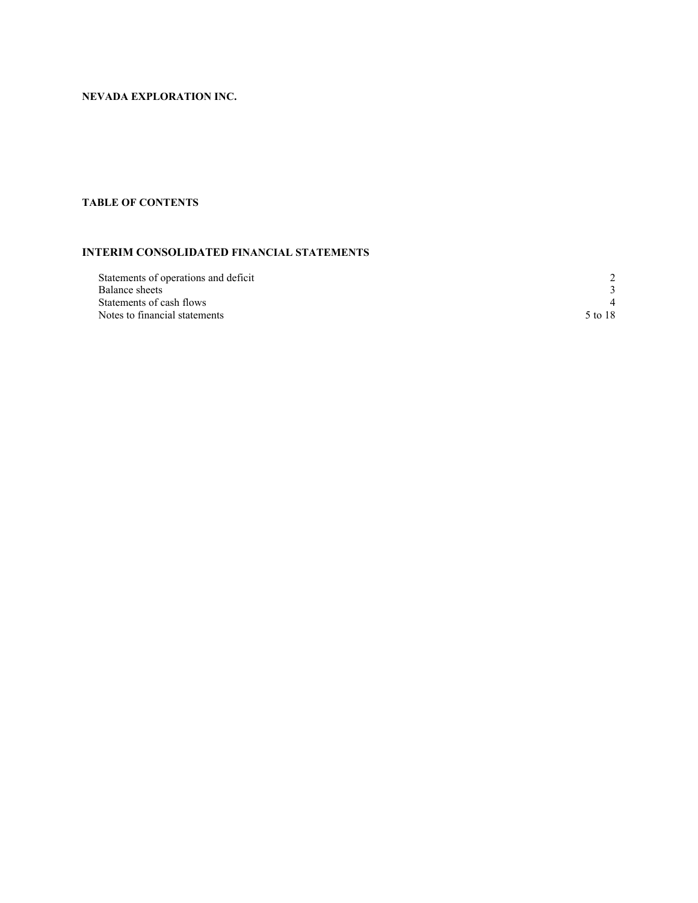**NEVADA EXPLORATION INC.**

**TABLE OF CONTENTS**

**INTERIM CONSOLIDATED FINANCIAL STATEMENTS**

| | |
|---|---|
| Statements of operations and deficit | 2 |
| Balance sheets | 3 |
| Statements of cash flows | 4 |
| Notes to financial statements | 5 to 18 |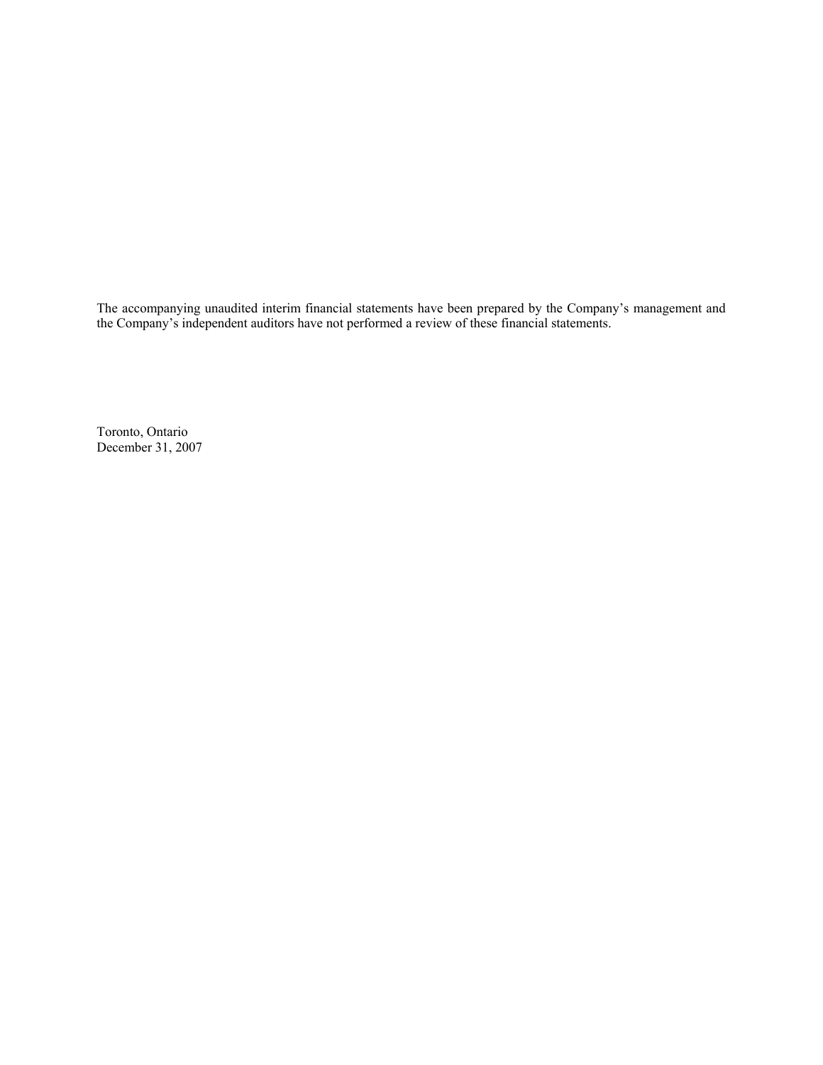The accompanying unaudited interim financial statements have been prepared by the Company's management and the Company's independent auditors have not performed a review of these financial statements.

Toronto, Ontario
December 31, 2007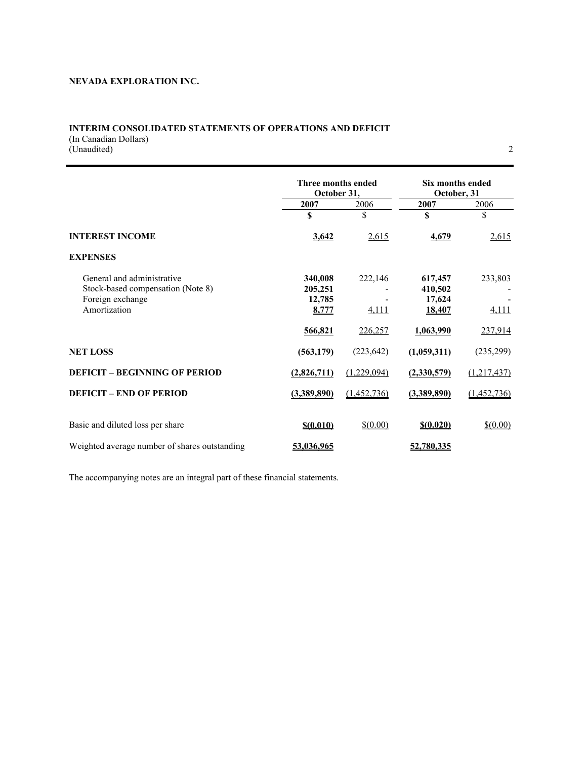**NEVADA EXPLORATION INC.**

**INTERIM CONSOLIDATED STATEMENTS OF OPERATIONS AND DEFICIT**
(In Canadian Dollars)
(Unaudited)

| | Three months ended October 31, | | Six months ended October, 31 | |
|---|---|---|---|---|
| | **2007** | 2006 | **2007** | 2006 |
| | **$** | $ | **$** | $ |
| **INTEREST INCOME** | **3,642** | 2,615 | **4,679** | 2,615 |
| **EXPENSES** | | | | |
| General and administrative | **340,008** | 222,146 | **617,457** | 233,803 |
| Stock-based compensation (Note 8) | **205,251** | - | **410,502** | - |
| Foreign exchange | **12,785** | - | **17,624** | - |
| Amortization | **8,777** | 4,111 | **18,407** | 4,111 |
| | **566,821** | 226,257 | **1,063,990** | 237,914 |
| **NET LOSS** | **(563,179)** | (223,642) | **(1,059,311)** | (235,299) |
| **DEFICIT – BEGINNING OF PERIOD** | **(2,826,711)** | (1,229,094) | **(2,330,579)** | (1,217,437) |
| **DEFICIT – END OF PERIOD** | **(3,389,890)** | (1,452,736) | **(3,389,890)** | (1,452,736) |
| Basic and diluted loss per share | **$(0.010)** | $(0.00) | **$(0.020)** | $(0.00) |
| Weighted average number of shares outstanding | **53,036,965** | | **52,780,335** | |

The accompanying notes are an integral part of these financial statements.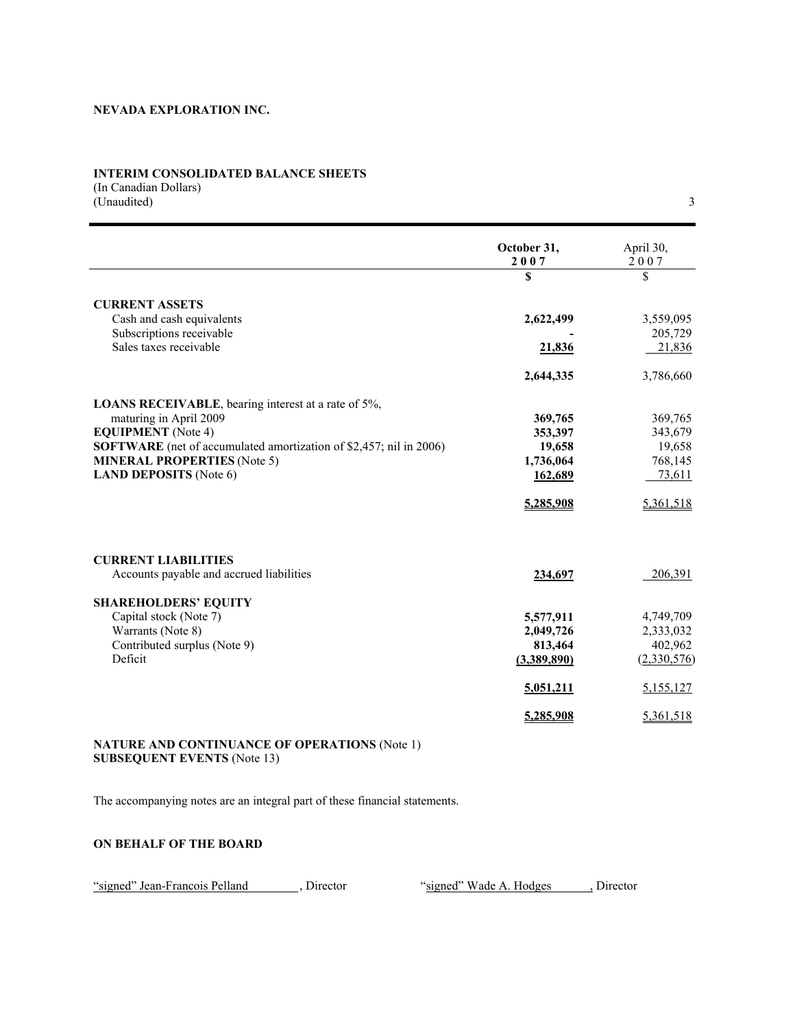**NEVADA EXPLORATION INC.**

**INTERIM CONSOLIDATED BALANCE SHEETS**
(In Canadian Dollars)
(Unaudited)

| | October 31, 2007 | April 30, 2007 |
|---|---|---|
| | **$** | $ |
| **CURRENT ASSETS** | | |
| Cash and cash equivalents | **2,622,499** | 3,559,095 |
| Subscriptions receivable | **-** | 205,729 |
| Sales taxes receivable | **21,836** | 21,836 |
| | **2,644,335** | 3,786,660 |
| **LOANS RECEIVABLE**, bearing interest at a rate of 5%, maturing in April 2009 | **369,765** | 369,765 |
| **EQUIPMENT** (Note 4) | **353,397** | 343,679 |
| **SOFTWARE** (net of accumulated amortization of $2,457; nil in 2006) | **19,658** | 19,658 |
| **MINERAL PROPERTIES** (Note 5) | **1,736,064** | 768,145 |
| **LAND DEPOSITS** (Note 6) | **162,689** | 73,611 |
| | **5,285,908** | 5,361,518 |
| **CURRENT LIABILITIES** | | |
| Accounts payable and accrued liabilities | **234,697** | 206,391 |
| **SHAREHOLDERS' EQUITY** | | |
| Capital stock (Note 7) | **5,577,911** | 4,749,709 |
| Warrants (Note 8) | **2,049,726** | 2,333,032 |
| Contributed surplus (Note 9) | **813,464** | 402,962 |
| Deficit | **(3,389,890)** | (2,330,576) |
| | **5,051,211** | 5,155,127 |
| | **5,285,908** | 5,361,518 |

**NATURE AND CONTINUANCE OF OPERATIONS** (Note 1)
**SUBSEQUENT EVENTS** (Note 13)

The accompanying notes are an integral part of these financial statements.

**ON BEHALF OF THE BOARD**

"signed" Jean-Francois Pelland, Director    "signed" Wade A. Hodges, Director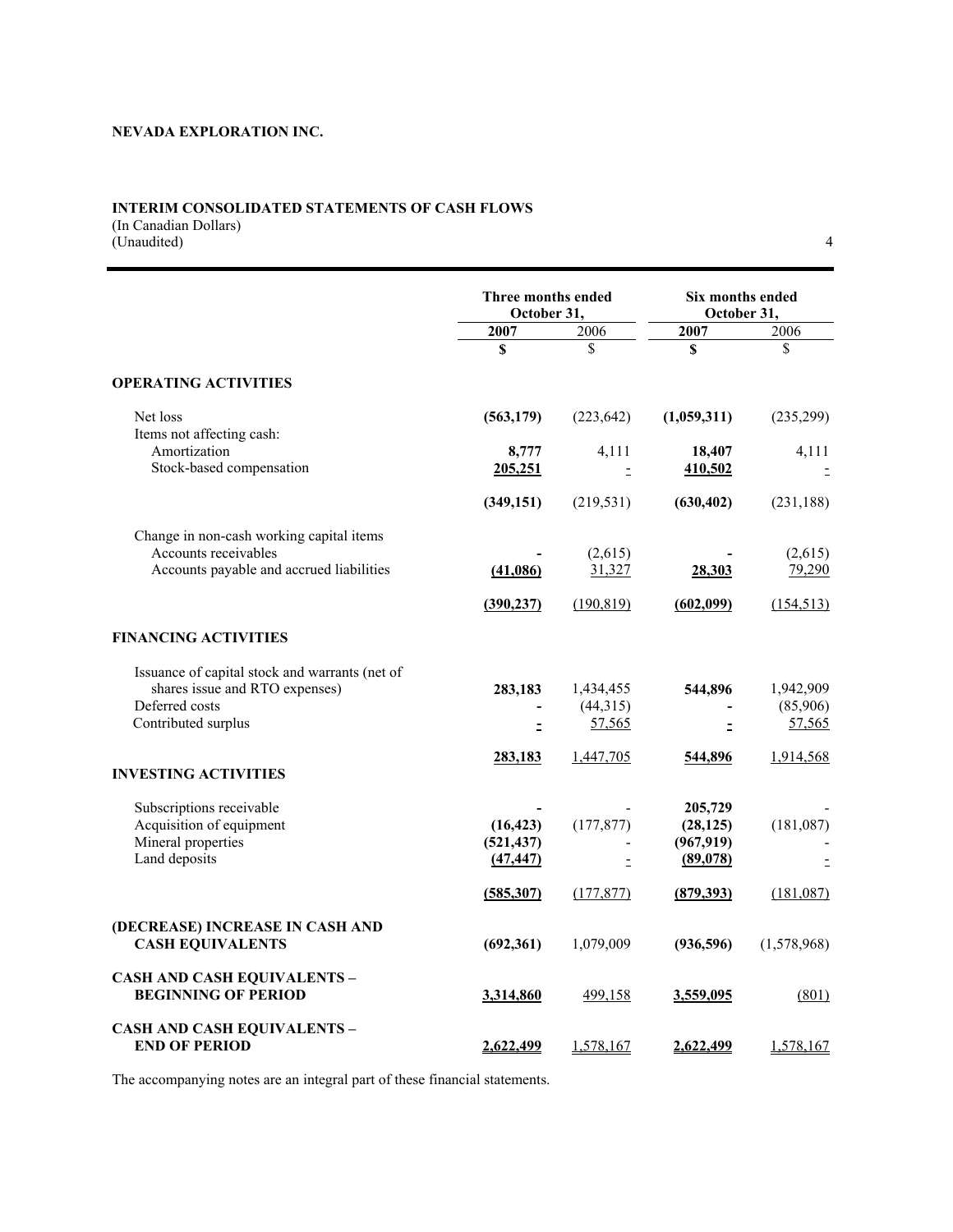**NEVADA EXPLORATION INC.**

**INTERIM CONSOLIDATED STATEMENTS OF CASH FLOWS**
(In Canadian Dollars)
(Unaudited)

| | Three months ended October 31, | | Six months ended October 31, | |
|---|---|---|---|---|
| | **2007** | 2006 | **2007** | 2006 |
| | **$** | $ | **$** | $ |
| **OPERATING ACTIVITIES** | | | | |
| Net loss | **(563,179)** | (223,642) | **(1,059,311)** | (235,299) |
| Items not affecting cash: | | | | |
| Amortization | **8,777** | 4,111 | **18,407** | 4,111 |
| Stock-based compensation | **205,251** | - | **410,502** | - |
| | **(349,151)** | (219,531) | **(630,402)** | (231,188) |
| Change in non-cash working capital items | | | | |
| Accounts receivables | **-** | (2,615) | **-** | (2,615) |
| Accounts payable and accrued liabilities | **(41,086)** | 31,327 | **28,303** | 79,290 |
| | **(390,237)** | (190,819) | **(602,099)** | (154,513) |
| **FINANCING ACTIVITIES** | | | | |
| Issuance of capital stock and warrants (net of shares issue and RTO expenses) | **283,183** | 1,434,455 | **544,896** | 1,942,909 |
| Deferred costs | **-** | (44,315) | **-** | (85,906) |
| Contributed surplus | **-** | 57,565 | **-** | 57,565 |
| | **283,183** | 1,447,705 | **544,896** | 1,914,568 |
| **INVESTING ACTIVITIES** | | | | |
| Subscriptions receivable | **-** | - | **205,729** | - |
| Acquisition of equipment | **(16,423)** | (177,877) | **(28,125)** | (181,087) |
| Mineral properties | **(521,437)** | - | **(967,919)** | - |
| Land deposits | **(47,447)** | - | **(89,078)** | - |
| | **(585,307)** | (177,877) | **(879,393)** | (181,087) |
| **(DECREASE) INCREASE IN CASH AND CASH EQUIVALENTS** | **(692,361)** | 1,079,009 | **(936,596)** | (1,578,968) |
| **CASH AND CASH EQUIVALENTS – BEGINNING OF PERIOD** | **3,314,860** | 499,158 | **3,559,095** | (801) |
| **CASH AND CASH EQUIVALENTS – END OF PERIOD** | **2,622,499** | 1,578,167 | **2,622,499** | 1,578,167 |

The accompanying notes are an integral part of these financial statements.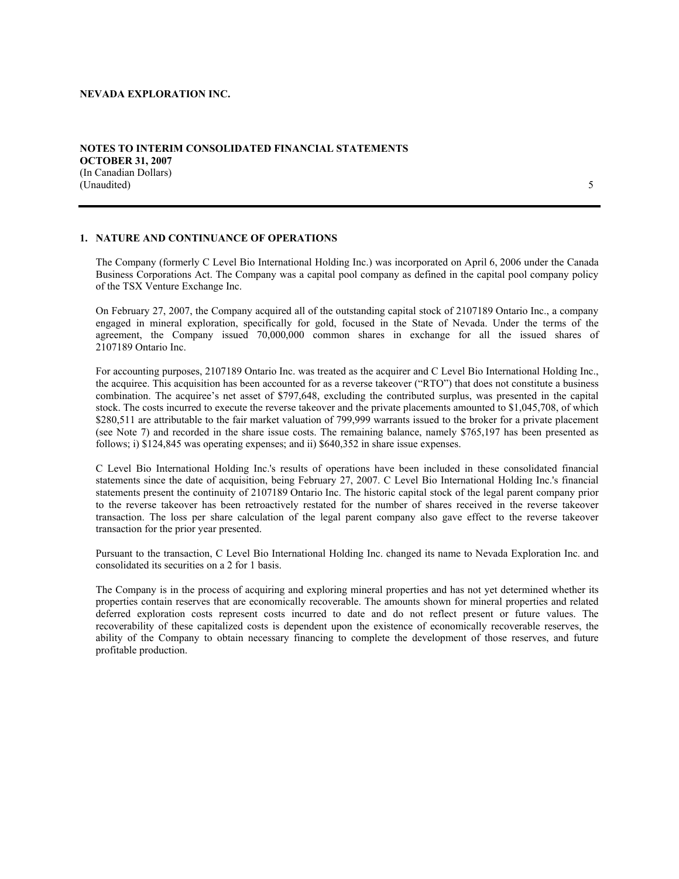**NEVADA EXPLORATION INC.**

**NOTES TO INTERIM CONSOLIDATED FINANCIAL STATEMENTS**
**OCTOBER 31, 2007**
(In Canadian Dollars)
(Unaudited)

## 1. NATURE AND CONTINUANCE OF OPERATIONS

The Company (formerly C Level Bio International Holding Inc.) was incorporated on April 6, 2006 under the Canada Business Corporations Act. The Company was a capital pool company as defined in the capital pool company policy of the TSX Venture Exchange Inc.

On February 27, 2007, the Company acquired all of the outstanding capital stock of 2107189 Ontario Inc., a company engaged in mineral exploration, specifically for gold, focused in the State of Nevada. Under the terms of the agreement, the Company issued 70,000,000 common shares in exchange for all the issued shares of 2107189 Ontario Inc.

For accounting purposes, 2107189 Ontario Inc. was treated as the acquirer and C Level Bio International Holding Inc., the acquiree. This acquisition has been accounted for as a reverse takeover ("RTO") that does not constitute a business combination. The acquiree's net asset of $797,648, excluding the contributed surplus, was presented in the capital stock. The costs incurred to execute the reverse takeover and the private placements amounted to $1,045,708, of which $280,511 are attributable to the fair market valuation of 799,999 warrants issued to the broker for a private placement (see Note 7) and recorded in the share issue costs. The remaining balance, namely $765,197 has been presented as follows; i) $124,845 was operating expenses; and ii) $640,352 in share issue expenses.

C Level Bio International Holding Inc.'s results of operations have been included in these consolidated financial statements since the date of acquisition, being February 27, 2007. C Level Bio International Holding Inc.'s financial statements present the continuity of 2107189 Ontario Inc. The historic capital stock of the legal parent company prior to the reverse takeover has been retroactively restated for the number of shares received in the reverse takeover transaction. The loss per share calculation of the legal parent company also gave effect to the reverse takeover transaction for the prior year presented.

Pursuant to the transaction, C Level Bio International Holding Inc. changed its name to Nevada Exploration Inc. and consolidated its securities on a 2 for 1 basis.

The Company is in the process of acquiring and exploring mineral properties and has not yet determined whether its properties contain reserves that are economically recoverable. The amounts shown for mineral properties and related deferred exploration costs represent costs incurred to date and do not reflect present or future values. The recoverability of these capitalized costs is dependent upon the existence of economically recoverable reserves, the ability of the Company to obtain necessary financing to complete the development of those reserves, and future profitable production.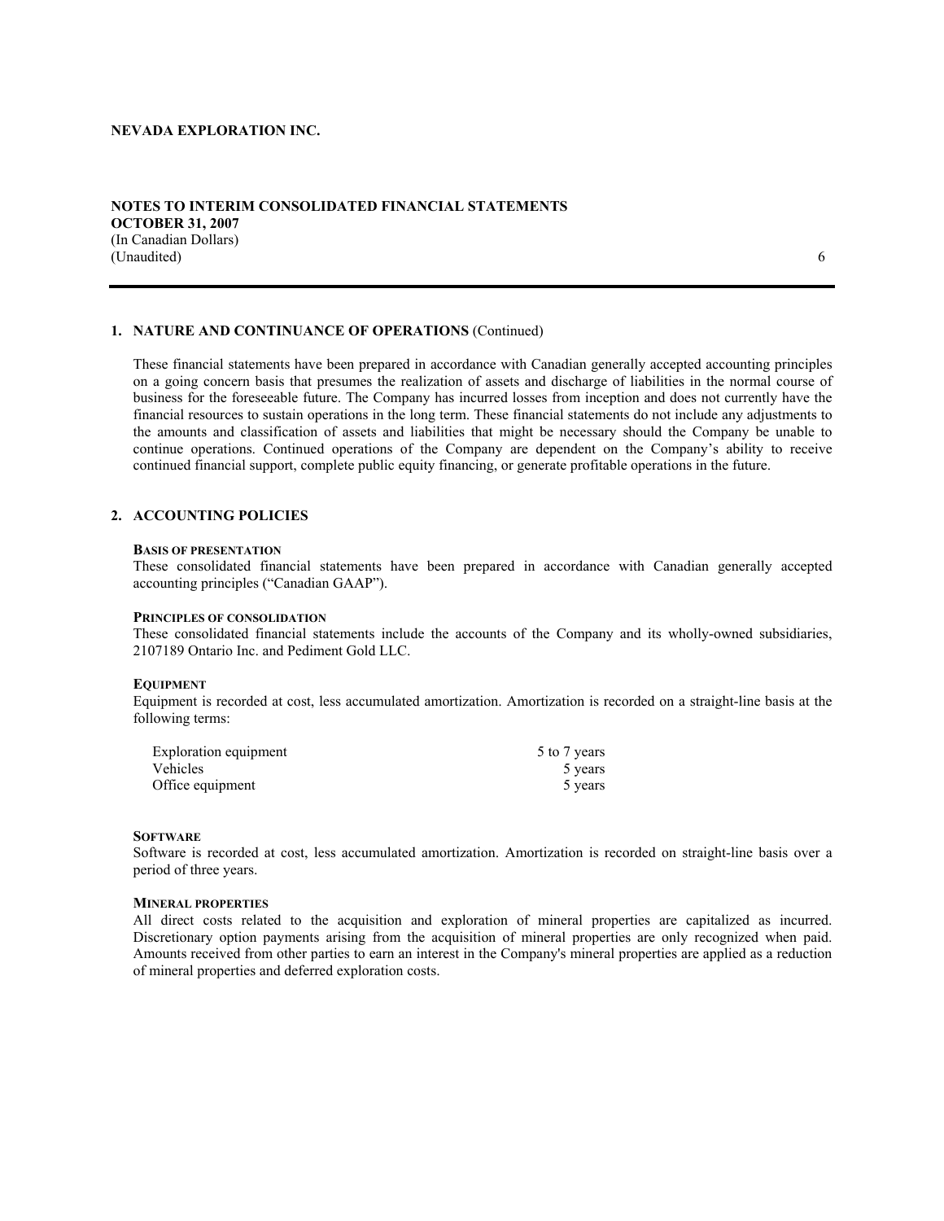**NEVADA EXPLORATION INC.**

**NOTES TO INTERIM CONSOLIDATED FINANCIAL STATEMENTS**
**OCTOBER 31, 2007**
(In Canadian Dollars)
(Unaudited)

## 1. NATURE AND CONTINUANCE OF OPERATIONS (Continued)

These financial statements have been prepared in accordance with Canadian generally accepted accounting principles on a going concern basis that presumes the realization of assets and discharge of liabilities in the normal course of business for the foreseeable future. The Company has incurred losses from inception and does not currently have the financial resources to sustain operations in the long term. These financial statements do not include any adjustments to the amounts and classification of assets and liabilities that might be necessary should the Company be unable to continue operations. Continued operations of the Company are dependent on the Company's ability to receive continued financial support, complete public equity financing, or generate profitable operations in the future.

## 2. ACCOUNTING POLICIES

### Basis of presentation

These consolidated financial statements have been prepared in accordance with Canadian generally accepted accounting principles ("Canadian GAAP").

### Principles of consolidation

These consolidated financial statements include the accounts of the Company and its wholly-owned subsidiaries, 2107189 Ontario Inc. and Pediment Gold LLC.

### Equipment

Equipment is recorded at cost, less accumulated amortization. Amortization is recorded on a straight-line basis at the following terms:

| | |
|---|---|
| Exploration equipment | 5 to 7 years |
| Vehicles | 5 years |
| Office equipment | 5 years |

### Software

Software is recorded at cost, less accumulated amortization. Amortization is recorded on straight-line basis over a period of three years.

### Mineral properties

All direct costs related to the acquisition and exploration of mineral properties are capitalized as incurred. Discretionary option payments arising from the acquisition of mineral properties are only recognized when paid. Amounts received from other parties to earn an interest in the Company's mineral properties are applied as a reduction of mineral properties and deferred exploration costs.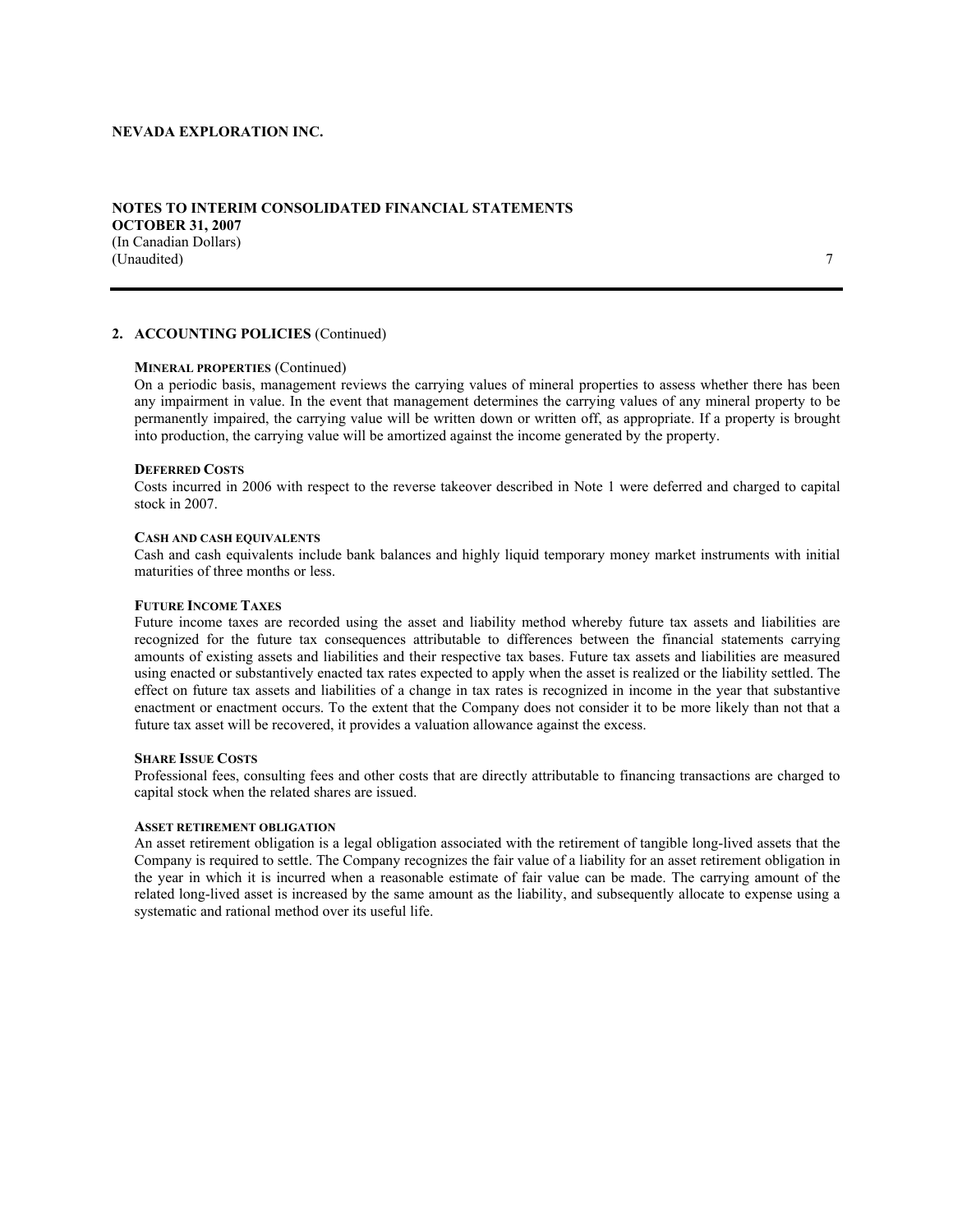**NEVADA EXPLORATION INC.**

**NOTES TO INTERIM CONSOLIDATED FINANCIAL STATEMENTS**
**OCTOBER 31, 2007**
(In Canadian Dollars)
(Unaudited)

## 2. ACCOUNTING POLICIES (Continued)

### MINERAL PROPERTIES (Continued)

On a periodic basis, management reviews the carrying values of mineral properties to assess whether there has been any impairment in value. In the event that management determines the carrying values of any mineral property to be permanently impaired, the carrying value will be written down or written off, as appropriate. If a property is brought into production, the carrying value will be amortized against the income generated by the property.

### DEFERRED COSTS

Costs incurred in 2006 with respect to the reverse takeover described in Note 1 were deferred and charged to capital stock in 2007.

### CASH AND CASH EQUIVALENTS

Cash and cash equivalents include bank balances and highly liquid temporary money market instruments with initial maturities of three months or less.

### FUTURE INCOME TAXES

Future income taxes are recorded using the asset and liability method whereby future tax assets and liabilities are recognized for the future tax consequences attributable to differences between the financial statements carrying amounts of existing assets and liabilities and their respective tax bases. Future tax assets and liabilities are measured using enacted or substantively enacted tax rates expected to apply when the asset is realized or the liability settled. The effect on future tax assets and liabilities of a change in tax rates is recognized in income in the year that substantive enactment or enactment occurs. To the extent that the Company does not consider it to be more likely than not that a future tax asset will be recovered, it provides a valuation allowance against the excess.

### SHARE ISSUE COSTS

Professional fees, consulting fees and other costs that are directly attributable to financing transactions are charged to capital stock when the related shares are issued.

### ASSET RETIREMENT OBLIGATION

An asset retirement obligation is a legal obligation associated with the retirement of tangible long-lived assets that the Company is required to settle. The Company recognizes the fair value of a liability for an asset retirement obligation in the year in which it is incurred when a reasonable estimate of fair value can be made. The carrying amount of the related long-lived asset is increased by the same amount as the liability, and subsequently allocate to expense using a systematic and rational method over its useful life.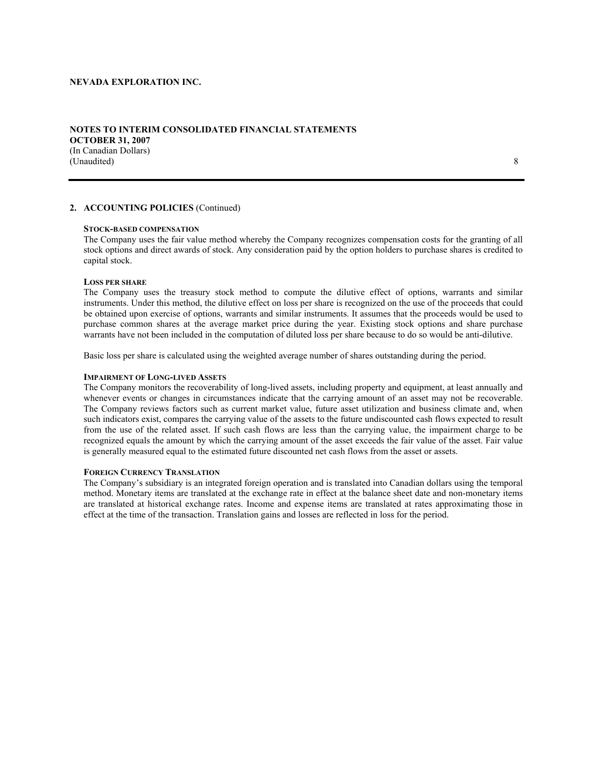## 2. ACCOUNTING POLICIES (Continued)

### STOCK-BASED COMPENSATION

The Company uses the fair value method whereby the Company recognizes compensation costs for the granting of all stock options and direct awards of stock. Any consideration paid by the option holders to purchase shares is credited to capital stock.

### LOSS PER SHARE

The Company uses the treasury stock method to compute the dilutive effect of options, warrants and similar instruments. Under this method, the dilutive effect on loss per share is recognized on the use of the proceeds that could be obtained upon exercise of options, warrants and similar instruments. It assumes that the proceeds would be used to purchase common shares at the average market price during the year. Existing stock options and share purchase warrants have not been included in the computation of diluted loss per share because to do so would be anti-dilutive.

Basic loss per share is calculated using the weighted average number of shares outstanding during the period.

### IMPAIRMENT OF LONG-LIVED ASSETS

The Company monitors the recoverability of long-lived assets, including property and equipment, at least annually and whenever events or changes in circumstances indicate that the carrying amount of an asset may not be recoverable. The Company reviews factors such as current market value, future asset utilization and business climate and, when such indicators exist, compares the carrying value of the assets to the future undiscounted cash flows expected to result from the use of the related asset. If such cash flows are less than the carrying value, the impairment charge to be recognized equals the amount by which the carrying amount of the asset exceeds the fair value of the asset. Fair value is generally measured equal to the estimated future discounted net cash flows from the asset or assets.

### FOREIGN CURRENCY TRANSLATION

The Company's subsidiary is an integrated foreign operation and is translated into Canadian dollars using the temporal method. Monetary items are translated at the exchange rate in effect at the balance sheet date and non-monetary items are translated at historical exchange rates. Income and expense items are translated at rates approximating those in effect at the time of the transaction. Translation gains and losses are reflected in loss for the period.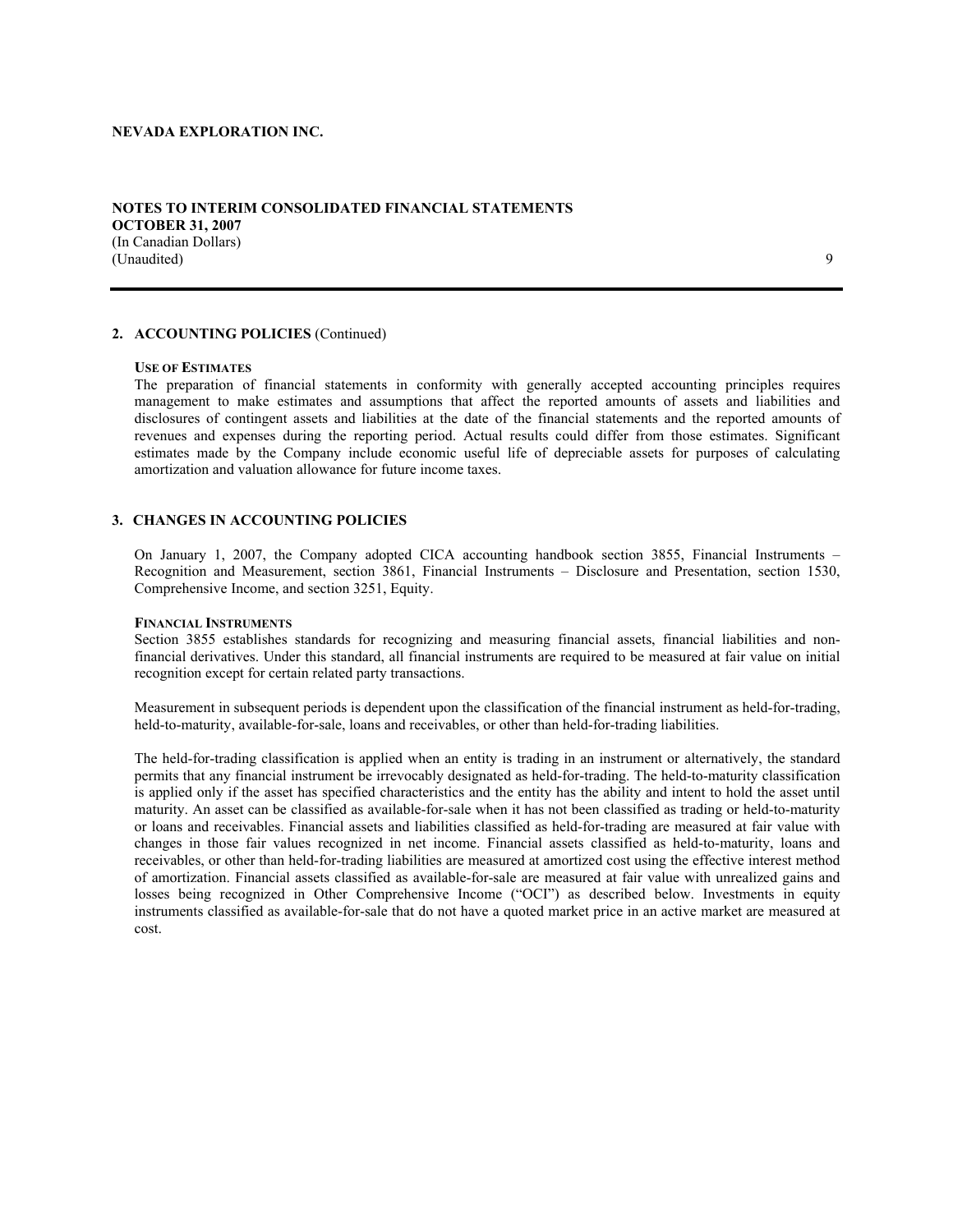**NEVADA EXPLORATION INC.**

**NOTES TO INTERIM CONSOLIDATED FINANCIAL STATEMENTS**
**OCTOBER 31, 2007**
(In Canadian Dollars)
(Unaudited)

## 2. ACCOUNTING POLICIES (Continued)

**USE OF ESTIMATES**

The preparation of financial statements in conformity with generally accepted accounting principles requires management to make estimates and assumptions that affect the reported amounts of assets and liabilities and disclosures of contingent assets and liabilities at the date of the financial statements and the reported amounts of revenues and expenses during the reporting period. Actual results could differ from those estimates. Significant estimates made by the Company include economic useful life of depreciable assets for purposes of calculating amortization and valuation allowance for future income taxes.

## 3. CHANGES IN ACCOUNTING POLICIES

On January 1, 2007, the Company adopted CICA accounting handbook section 3855, Financial Instruments – Recognition and Measurement, section 3861, Financial Instruments – Disclosure and Presentation, section 1530, Comprehensive Income, and section 3251, Equity.

**FINANCIAL INSTRUMENTS**

Section 3855 establishes standards for recognizing and measuring financial assets, financial liabilities and non-financial derivatives. Under this standard, all financial instruments are required to be measured at fair value on initial recognition except for certain related party transactions.

Measurement in subsequent periods is dependent upon the classification of the financial instrument as held-for-trading, held-to-maturity, available-for-sale, loans and receivables, or other than held-for-trading liabilities.

The held-for-trading classification is applied when an entity is trading in an instrument or alternatively, the standard permits that any financial instrument be irrevocably designated as held-for-trading. The held-to-maturity classification is applied only if the asset has specified characteristics and the entity has the ability and intent to hold the asset until maturity. An asset can be classified as available-for-sale when it has not been classified as trading or held-to-maturity or loans and receivables. Financial assets and liabilities classified as held-for-trading are measured at fair value with changes in those fair values recognized in net income. Financial assets classified as held-to-maturity, loans and receivables, or other than held-for-trading liabilities are measured at amortized cost using the effective interest method of amortization. Financial assets classified as available-for-sale are measured at fair value with unrealized gains and losses being recognized in Other Comprehensive Income ("OCI") as described below. Investments in equity instruments classified as available-for-sale that do not have a quoted market price in an active market are measured at cost.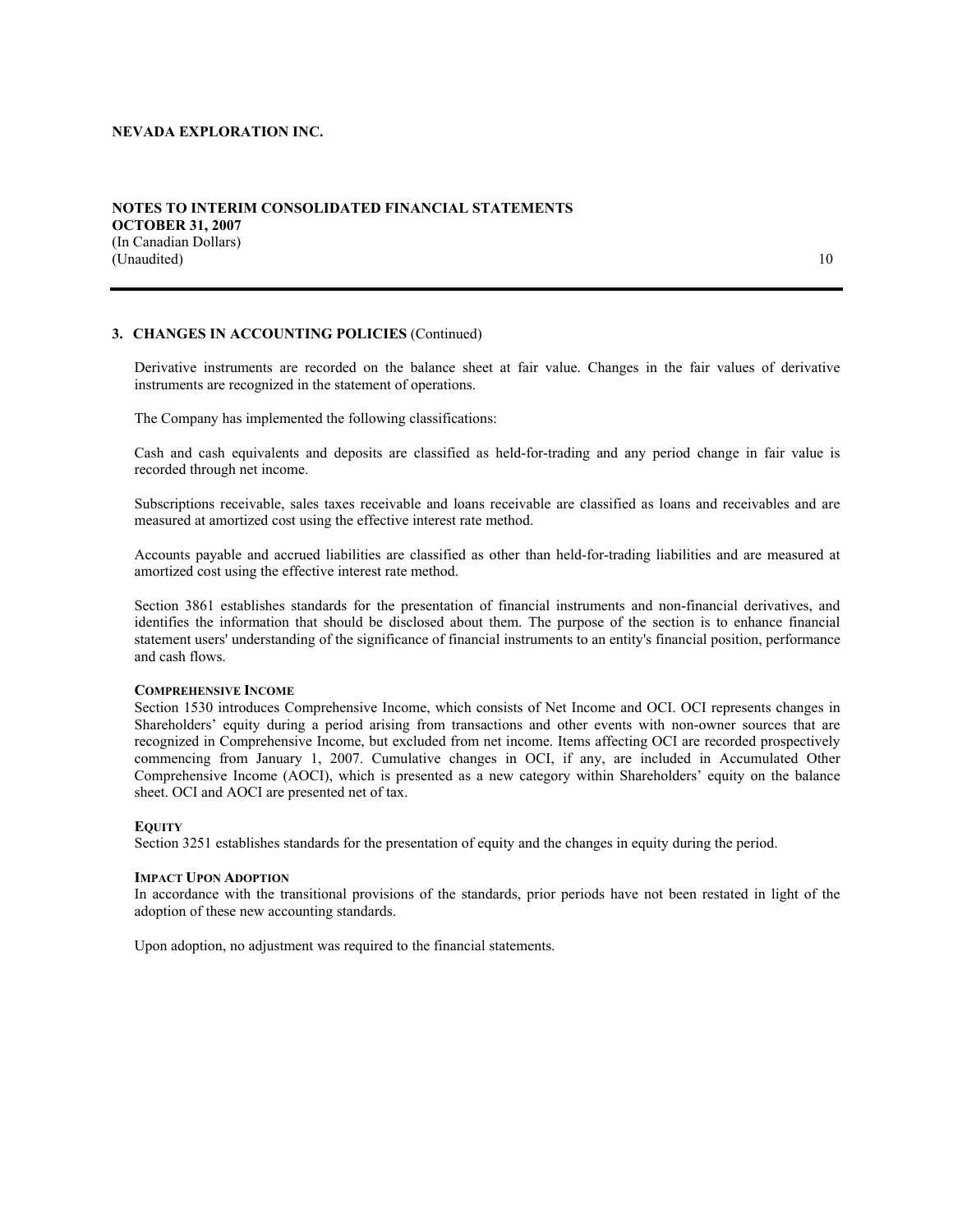## 3. CHANGES IN ACCOUNTING POLICIES (Continued)

Derivative instruments are recorded on the balance sheet at fair value. Changes in the fair values of derivative instruments are recognized in the statement of operations.

The Company has implemented the following classifications:

Cash and cash equivalents and deposits are classified as held-for-trading and any period change in fair value is recorded through net income.

Subscriptions receivable, sales taxes receivable and loans receivable are classified as loans and receivables and are measured at amortized cost using the effective interest rate method.

Accounts payable and accrued liabilities are classified as other than held-for-trading liabilities and are measured at amortized cost using the effective interest rate method.

Section 3861 establishes standards for the presentation of financial instruments and non-financial derivatives, and identifies the information that should be disclosed about them. The purpose of the section is to enhance financial statement users' understanding of the significance of financial instruments to an entity's financial position, performance and cash flows.

**COMPREHENSIVE INCOME**

Section 1530 introduces Comprehensive Income, which consists of Net Income and OCI. OCI represents changes in Shareholders' equity during a period arising from transactions and other events with non-owner sources that are recognized in Comprehensive Income, but excluded from net income. Items affecting OCI are recorded prospectively commencing from January 1, 2007. Cumulative changes in OCI, if any, are included in Accumulated Other Comprehensive Income (AOCI), which is presented as a new category within Shareholders' equity on the balance sheet. OCI and AOCI are presented net of tax.

**EQUITY**

Section 3251 establishes standards for the presentation of equity and the changes in equity during the period.

**IMPACT UPON ADOPTION**

In accordance with the transitional provisions of the standards, prior periods have not been restated in light of the adoption of these new accounting standards.

Upon adoption, no adjustment was required to the financial statements.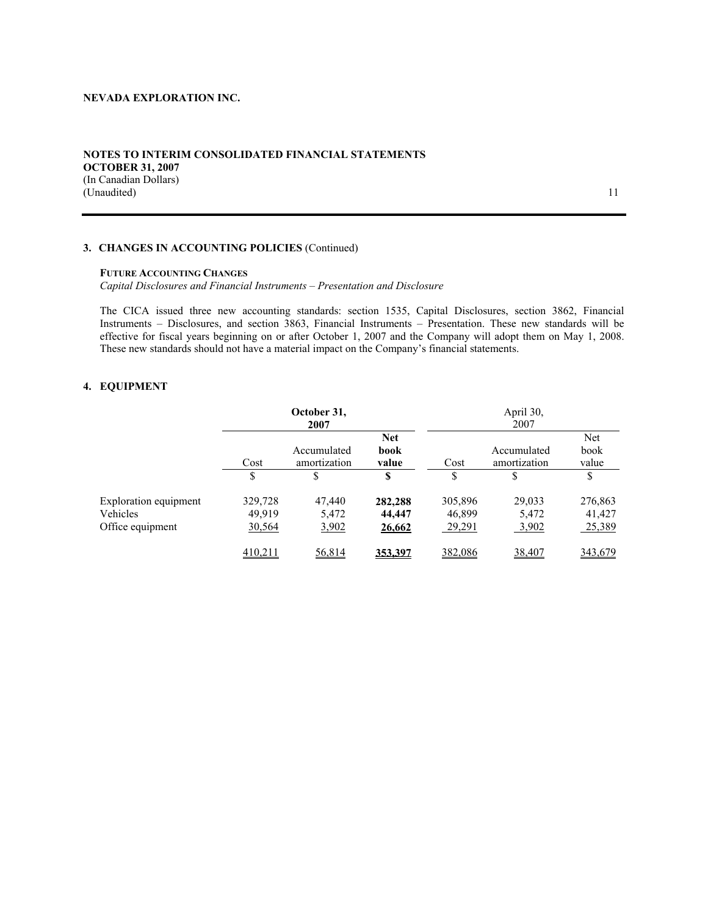**NEVADA EXPLORATION INC.**

**NOTES TO INTERIM CONSOLIDATED FINANCIAL STATEMENTS**
**OCTOBER 31, 2007**
(In Canadian Dollars)
(Unaudited)

## 3. CHANGES IN ACCOUNTING POLICIES (Continued)

**FUTURE ACCOUNTING CHANGES**
*Capital Disclosures and Financial Instruments – Presentation and Disclosure*

The CICA issued three new accounting standards: section 1535, Capital Disclosures, section 3862, Financial Instruments – Disclosures, and section 3863, Financial Instruments – Presentation. These new standards will be effective for fiscal years beginning on or after October 1, 2007 and the Company will adopt them on May 1, 2008. These new standards should not have a material impact on the Company's financial statements.

## 4. EQUIPMENT

| | **October 31, 2007** | | | April 30, 2007 | | |
|---|---|---|---|---|---|---|
| | Cost | Accumulated amortization | **Net book value** | Cost | Accumulated amortization | Net book value |
| | $ | $ | **$** | $ | $ | $ |
| Exploration equipment | 329,728 | 47,440 | **282,288** | 305,896 | 29,033 | 276,863 |
| Vehicles | 49,919 | 5,472 | **44,447** | 46,899 | 5,472 | 41,427 |
| Office equipment | 30,564 | 3,902 | **26,662** | 29,291 | 3,902 | 25,389 |
| | 410,211 | 56,814 | **353,397** | 382,086 | 38,407 | 343,679 |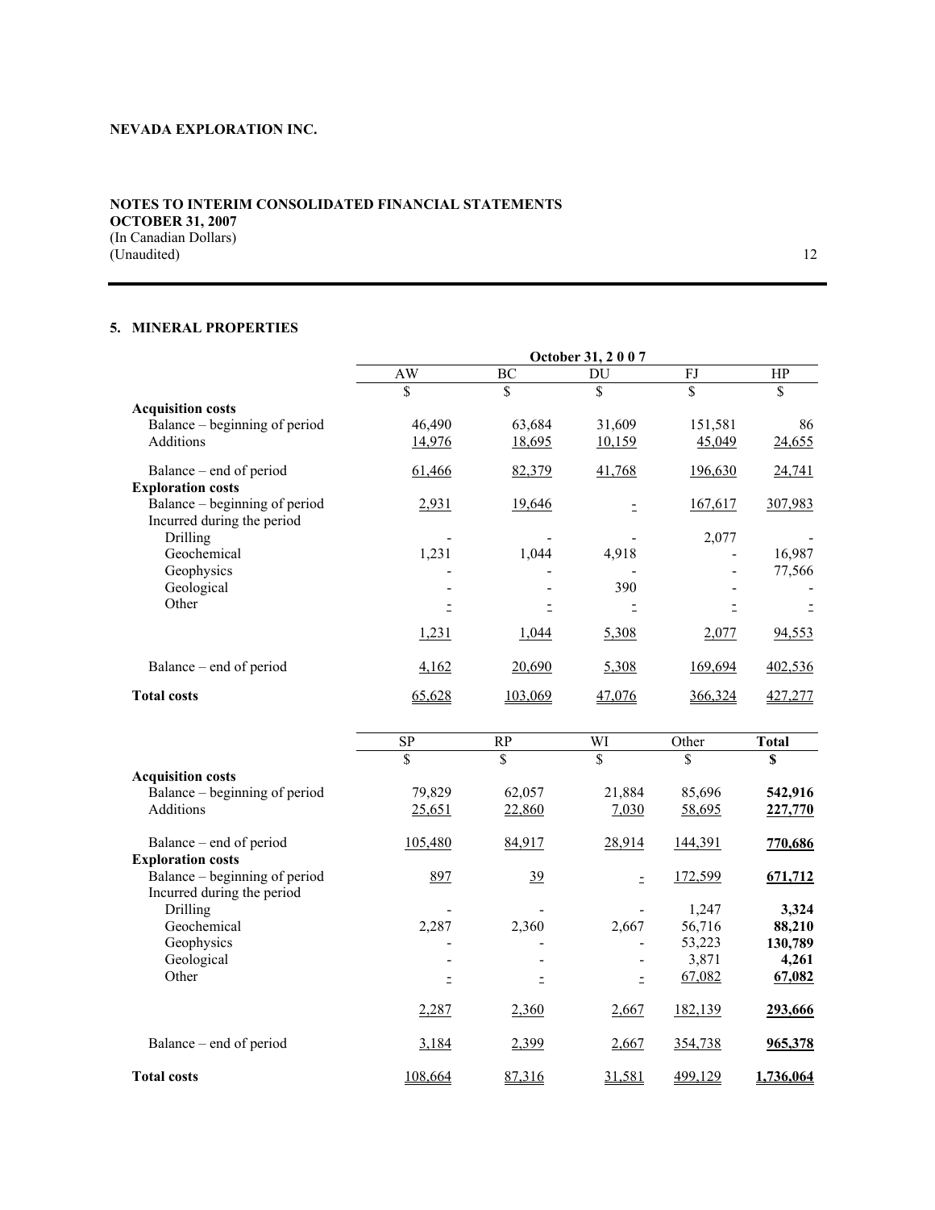**NEVADA EXPLORATION INC.**

**NOTES TO INTERIM CONSOLIDATED FINANCIAL STATEMENTS**
**OCTOBER 31, 2007**
(In Canadian Dollars)
(Unaudited)

## 5. MINERAL PROPERTIES

| | October 31, 2 0 0 7 | | | | |
|---|---|---|---|---|---|
| | AW | BC | DU | FJ | HP |
| | $ | $ | $ | $ | $ |
| **Acquisition costs** | | | | | |
| Balance – beginning of period | 46,490 | 63,684 | 31,609 | 151,581 | 86 |
| Additions | 14,976 | 18,695 | 10,159 | 45,049 | 24,655 |
| Balance – end of period | 61,466 | 82,379 | 41,768 | 196,630 | 24,741 |
| **Exploration costs** | | | | | |
| Balance – beginning of period | 2,931 | 19,646 | - | 167,617 | 307,983 |
| Incurred during the period | | | | | |
| Drilling | - | - | - | 2,077 | - |
| Geochemical | 1,231 | 1,044 | 4,918 | - | 16,987 |
| Geophysics | - | - | - | - | 77,566 |
| Geological | - | - | 390 | - | - |
| Other | - | - | - | - | - |
| | 1,231 | 1,044 | 5,308 | 2,077 | 94,553 |
| Balance – end of period | 4,162 | 20,690 | 5,308 | 169,694 | 402,536 |
| **Total costs** | 65,628 | 103,069 | 47,076 | 366,324 | 427,277 |

| | SP | RP | WI | Other | **Total** |
|---|---|---|---|---|---|
| | $ | $ | $ | $ | **$** |
| **Acquisition costs** | | | | | |
| Balance – beginning of period | 79,829 | 62,057 | 21,884 | 85,696 | **542,916** |
| Additions | 25,651 | 22,860 | 7,030 | 58,695 | **227,770** |
| Balance – end of period | 105,480 | 84,917 | 28,914 | 144,391 | **770,686** |
| **Exploration costs** | | | | | |
| Balance – beginning of period | 897 | 39 | - | 172,599 | **671,712** |
| Incurred during the period | | | | | |
| Drilling | - | - | - | 1,247 | **3,324** |
| Geochemical | 2,287 | 2,360 | 2,667 | 56,716 | **88,210** |
| Geophysics | - | - | - | 53,223 | **130,789** |
| Geological | - | - | - | 3,871 | **4,261** |
| Other | - | - | - | 67,082 | **67,082** |
| | 2,287 | 2,360 | 2,667 | 182,139 | **293,666** |
| Balance – end of period | 3,184 | 2,399 | 2,667 | 354,738 | **965,378** |
| **Total costs** | 108,664 | 87,316 | 31,581 | 499,129 | **1,736,064** |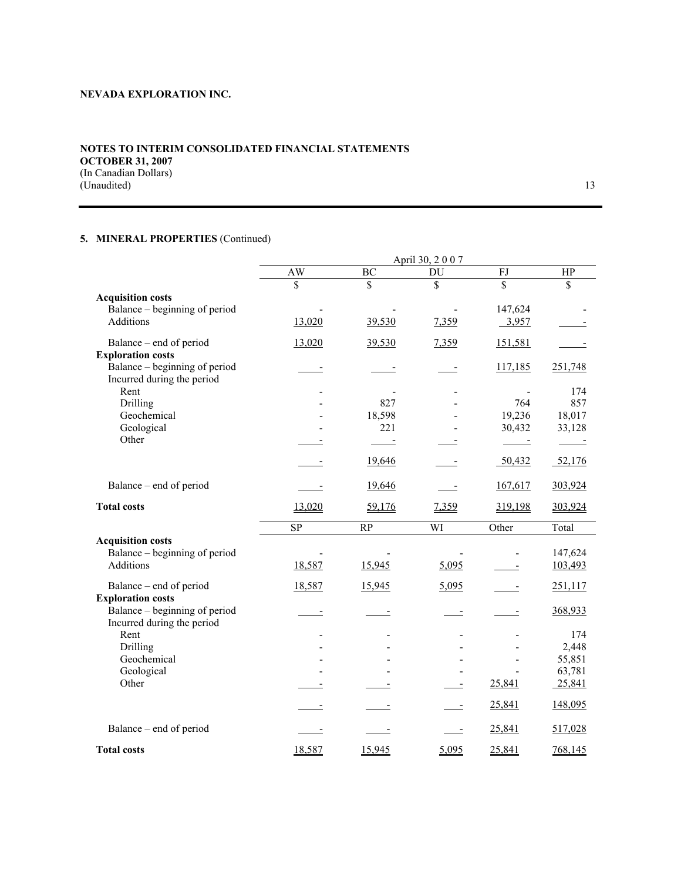**NEVADA EXPLORATION INC.**

**NOTES TO INTERIM CONSOLIDATED FINANCIAL STATEMENTS**
**OCTOBER 31, 2007**
(In Canadian Dollars)
(Unaudited)

## 5. MINERAL PROPERTIES (Continued)

| | April 30, 2 0 0 7 | | | | |
|---|---|---|---|---|---|
| | AW | BC | DU | FJ | HP |
| | $ | $ | $ | $ | $ |
| **Acquisition costs** | | | | | |
| Balance – beginning of period | - | - | - | 147,624 | - |
| Additions | 13,020 | 39,530 | 7,359 | 3,957 | - |
| Balance – end of period | 13,020 | 39,530 | 7,359 | 151,581 | - |
| **Exploration costs** | | | | | |
| Balance – beginning of period | - | - | - | 117,185 | 251,748 |
| Incurred during the period | | | | | |
| Rent | - | - | - | - | 174 |
| Drilling | - | 827 | - | 764 | 857 |
| Geochemical | - | 18,598 | - | 19,236 | 18,017 |
| Geological | - | 221 | - | 30,432 | 33,128 |
| Other | - | - | - | - | - |
| | - | 19,646 | - | 50,432 | 52,176 |
| Balance – end of period | - | 19,646 | - | 167,617 | 303,924 |
| **Total costs** | 13,020 | 59,176 | 7,359 | 319,198 | 303,924 |

| | SP | RP | WI | Other | Total |
|---|---|---|---|---|---|
| **Acquisition costs** | | | | | |
| Balance – beginning of period | - | - | - | - | 147,624 |
| Additions | 18,587 | 15,945 | 5,095 | - | 103,493 |
| Balance – end of period | 18,587 | 15,945 | 5,095 | - | 251,117 |
| **Exploration costs** | | | | | |
| Balance – beginning of period | - | - | - | - | 368,933 |
| Incurred during the period | | | | | |
| Rent | - | - | - | - | 174 |
| Drilling | - | - | - | - | 2,448 |
| Geochemical | - | - | - | - | 55,851 |
| Geological | - | - | - | - | 63,781 |
| Other | - | - | - | 25,841 | 25,841 |
| | - | - | - | 25,841 | 148,095 |
| Balance – end of period | - | - | - | 25,841 | 517,028 |
| **Total costs** | 18,587 | 15,945 | 5,095 | 25,841 | 768,145 |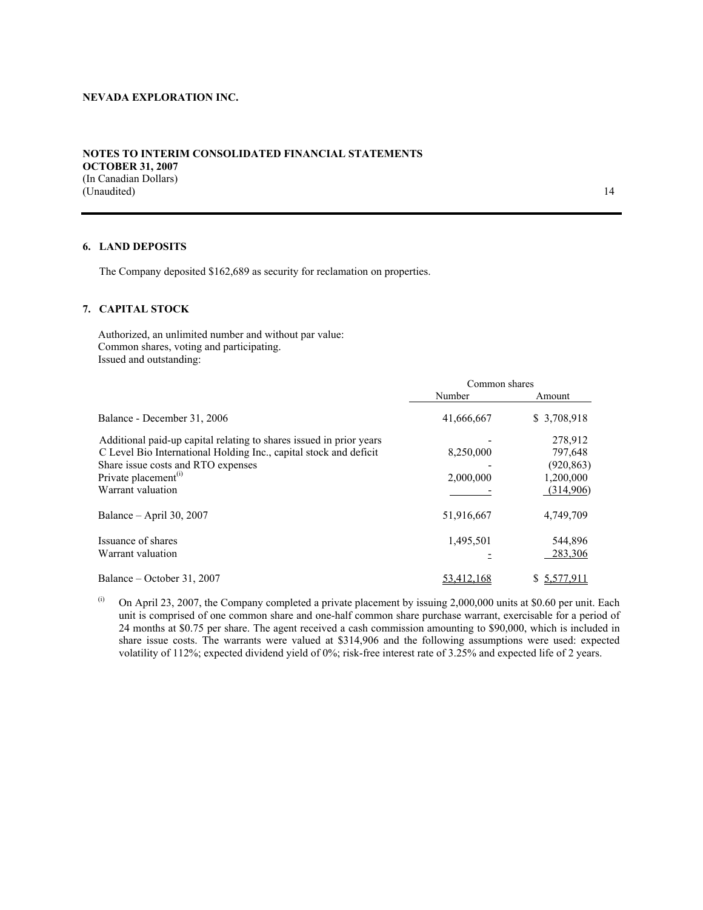**NEVADA EXPLORATION INC.**

**NOTES TO INTERIM CONSOLIDATED FINANCIAL STATEMENTS**
**OCTOBER 31, 2007**
(In Canadian Dollars)
(Unaudited)

## 6. LAND DEPOSITS

The Company deposited $162,689 as security for reclamation on properties.

## 7. CAPITAL STOCK

Authorized, an unlimited number and without par value:
Common shares, voting and participating.
Issued and outstanding:

| | Common shares | |
|---|---|---|
| | Number | Amount |
| Balance - December 31, 2006 | 41,666,667 | $ 3,708,918 |
| Additional paid-up capital relating to shares issued in prior years | - | 278,912 |
| C Level Bio International Holding Inc., capital stock and deficit | 8,250,000 | 797,648 |
| Share issue costs and RTO expenses | - | (920,863) |
| Private placement[(i)] | 2,000,000 | 1,200,000 |
| Warrant valuation | - | (314,906) |
| Balance – April 30, 2007 | 51,916,667 | 4,749,709 |
| Issuance of shares | 1,495,501 | 544,896 |
| Warrant valuation | - | 283,306 |
| Balance – October 31, 2007 | 53,412,168 | $ 5,577,911 |

(i) On April 23, 2007, the Company completed a private placement by issuing 2,000,000 units at $0.60 per unit. Each unit is comprised of one common share and one-half common share purchase warrant, exercisable for a period of 24 months at $0.75 per share. The agent received a cash commission amounting to $90,000, which is included in share issue costs. The warrants were valued at $314,906 and the following assumptions were used: expected volatility of 112%; expected dividend yield of 0%; risk-free interest rate of 3.25% and expected life of 2 years.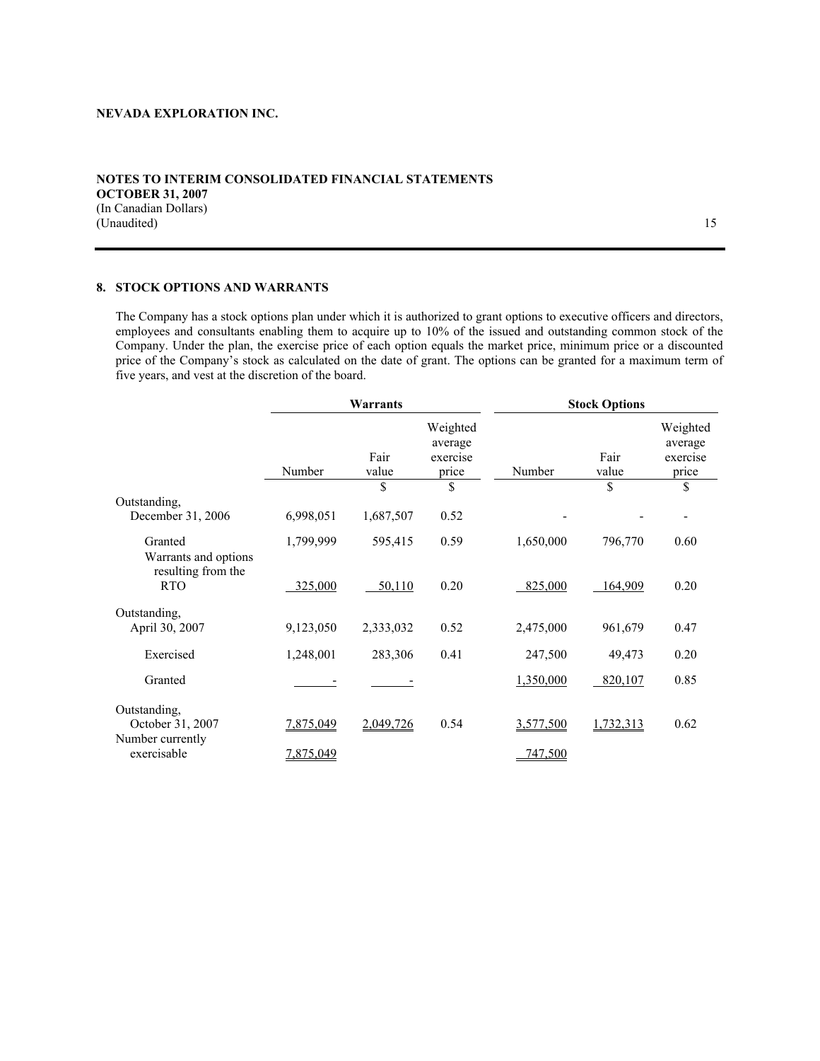**NEVADA EXPLORATION INC.**

**NOTES TO INTERIM CONSOLIDATED FINANCIAL STATEMENTS**
**OCTOBER 31, 2007**
(In Canadian Dollars)
(Unaudited)

## 8. STOCK OPTIONS AND WARRANTS

The Company has a stock options plan under which it is authorized to grant options to executive officers and directors, employees and consultants enabling them to acquire up to 10% of the issued and outstanding common stock of the Company. Under the plan, the exercise price of each option equals the market price, minimum price or a discounted price of the Company's stock as calculated on the date of grant. The options can be granted for a maximum term of five years, and vest at the discretion of the board.

| | Warrants | | | Stock Options | | |
|---|---|---|---|---|---|---|
| | Number | Fair value | Weighted average exercise price | Number | Fair value | Weighted average exercise price |
| | | $ | $ | | $ | $ |
| Outstanding, December 31, 2006 | 6,998,051 | 1,687,507 | 0.52 | - | - | - |
| Granted | 1,799,999 | 595,415 | 0.59 | 1,650,000 | 796,770 | 0.60 |
| Warrants and options resulting from the RTO | 325,000 | 50,110 | 0.20 | 825,000 | 164,909 | 0.20 |
| Outstanding, April 30, 2007 | 9,123,050 | 2,333,032 | 0.52 | 2,475,000 | 961,679 | 0.47 |
| Exercised | 1,248,001 | 283,306 | 0.41 | 247,500 | 49,473 | 0.20 |
| Granted | - | - | | 1,350,000 | 820,107 | 0.85 |
| Outstanding, October 31, 2007 | 7,875,049 | 2,049,726 | 0.54 | 3,577,500 | 1,732,313 | 0.62 |
| Number currently exercisable | 7,875,049 | | | 747,500 | | |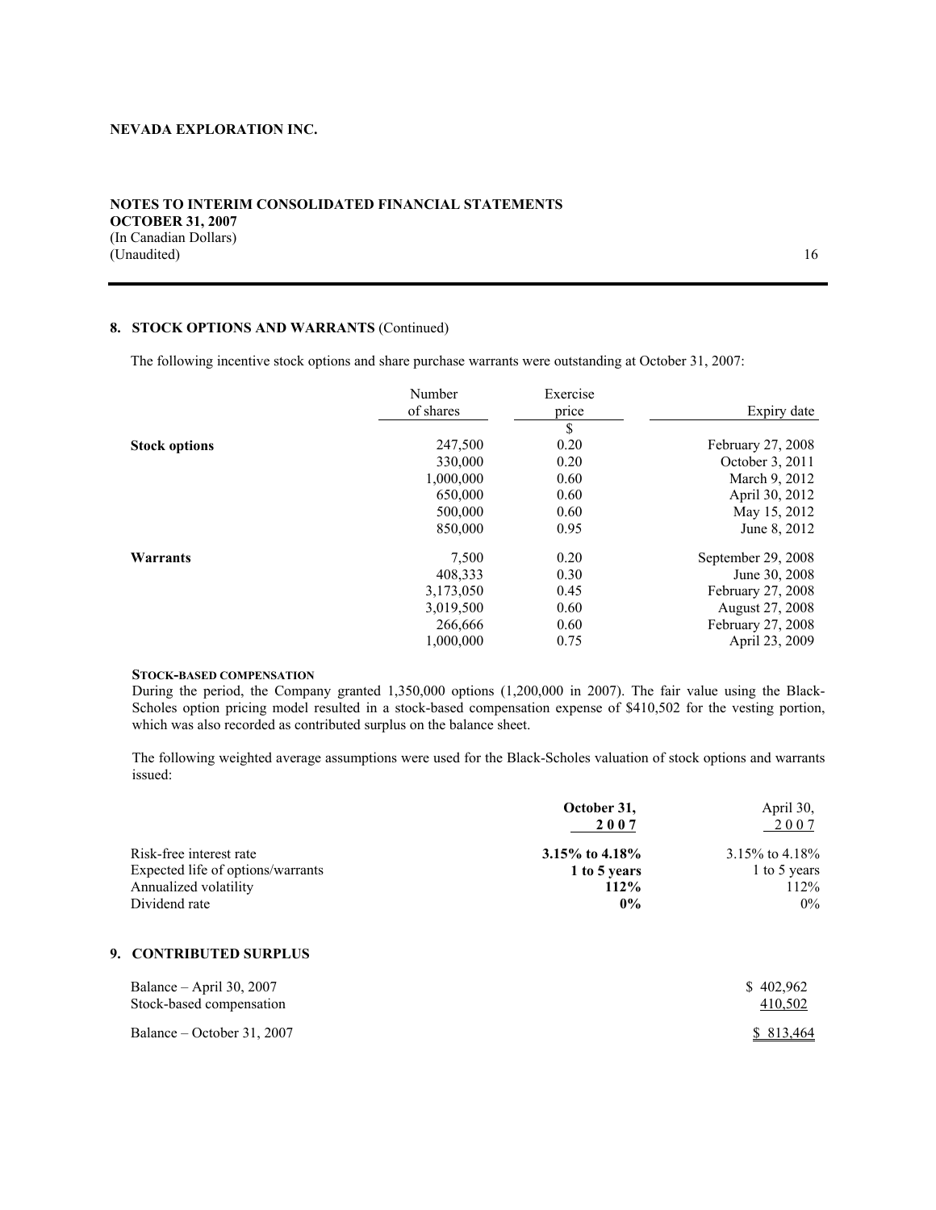**NEVADA EXPLORATION INC.**

**NOTES TO INTERIM CONSOLIDATED FINANCIAL STATEMENTS**
**OCTOBER 31, 2007**
(In Canadian Dollars)
(Unaudited)

## 8. STOCK OPTIONS AND WARRANTS (Continued)

The following incentive stock options and share purchase warrants were outstanding at October 31, 2007:

| | Number of shares | Exercise price | Expiry date |
|---|---|---|---|
| | | $ | |
| **Stock options** | 247,500 | 0.20 | February 27, 2008 |
| | 330,000 | 0.20 | October 3, 2011 |
| | 1,000,000 | 0.60 | March 9, 2012 |
| | 650,000 | 0.60 | April 30, 2012 |
| | 500,000 | 0.60 | May 15, 2012 |
| | 850,000 | 0.95 | June 8, 2012 |
| **Warrants** | 7,500 | 0.20 | September 29, 2008 |
| | 408,333 | 0.30 | June 30, 2008 |
| | 3,173,050 | 0.45 | February 27, 2008 |
| | 3,019,500 | 0.60 | August 27, 2008 |
| | 266,666 | 0.60 | February 27, 2008 |
| | 1,000,000 | 0.75 | April 23, 2009 |

**STOCK-BASED COMPENSATION**

During the period, the Company granted 1,350,000 options (1,200,000 in 2007). The fair value using the Black-Scholes option pricing model resulted in a stock-based compensation expense of $410,502 for the vesting portion, which was also recorded as contributed surplus on the balance sheet.

The following weighted average assumptions were used for the Black-Scholes valuation of stock options and warrants issued:

| | **October 31, 2007** | April 30, 2007 |
|---|---|---|
| Risk-free interest rate | **3.15% to 4.18%** | 3.15% to 4.18% |
| Expected life of options/warrants | **1 to 5 years** | 1 to 5 years |
| Annualized volatility | **112%** | 112% |
| Dividend rate | **0%** | 0% |

## 9. CONTRIBUTED SURPLUS

| | |
|---|---|
| Balance – April 30, 2007 | $ 402,962 |
| Stock-based compensation | 410,502 |
| Balance – October 31, 2007 | $ 813,464 |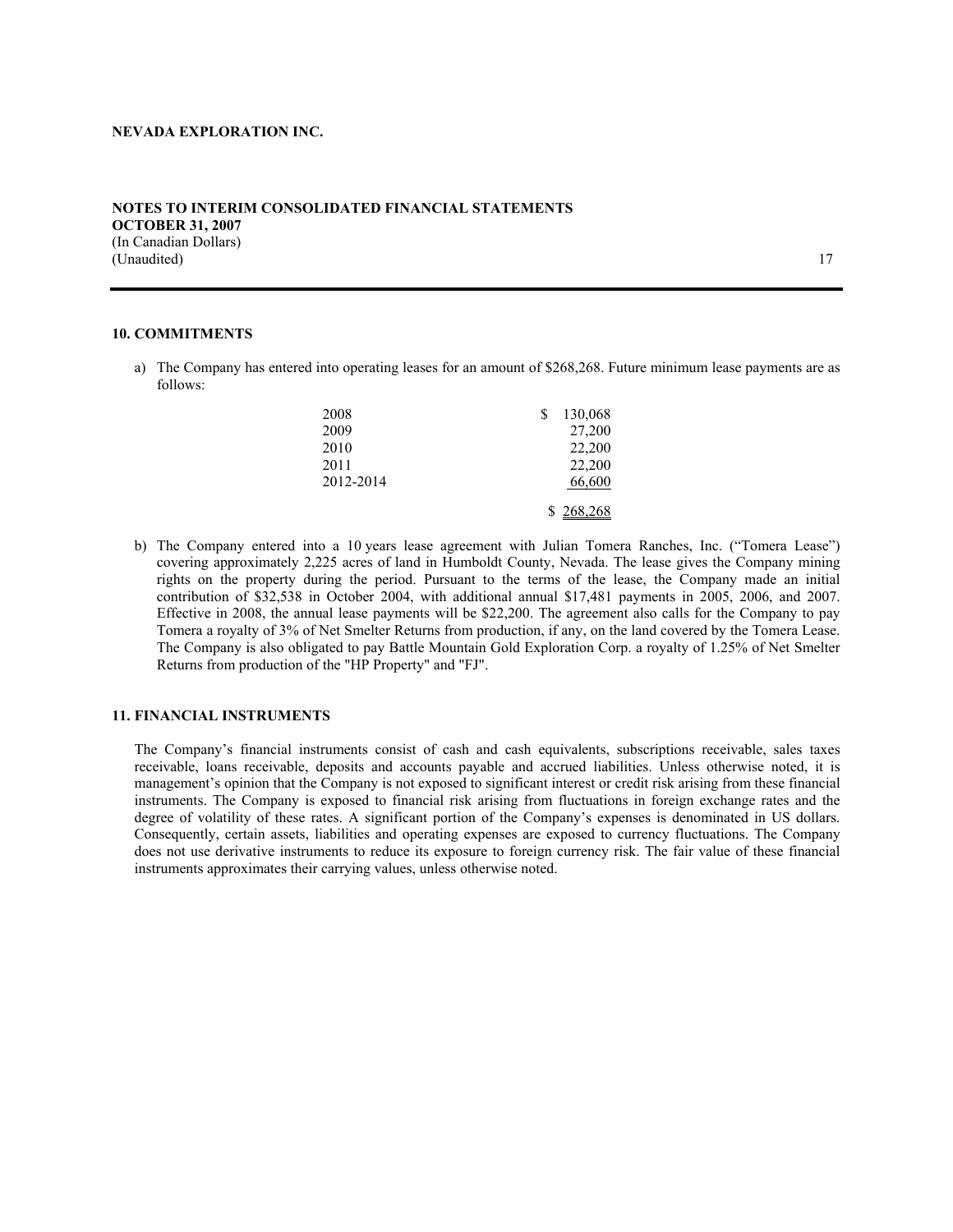## 10. COMMITMENTS

a) The Company has entered into operating leases for an amount of $268,268. Future minimum lease payments are as follows:

| | |
|---|---|
| 2008 | $ 130,068 |
| 2009 | 27,200 |
| 2010 | 22,200 |
| 2011 | 22,200 |
| 2012-2014 | 66,600 |
| | $ 268,268 |

b) The Company entered into a 10 years lease agreement with Julian Tomera Ranches, Inc. ("Tomera Lease") covering approximately 2,225 acres of land in Humboldt County, Nevada. The lease gives the Company mining rights on the property during the period. Pursuant to the terms of the lease, the Company made an initial contribution of $32,538 in October 2004, with additional annual $17,481 payments in 2005, 2006, and 2007. Effective in 2008, the annual lease payments will be $22,200. The agreement also calls for the Company to pay Tomera a royalty of 3% of Net Smelter Returns from production, if any, on the land covered by the Tomera Lease. The Company is also obligated to pay Battle Mountain Gold Exploration Corp. a royalty of 1.25% of Net Smelter Returns from production of the "HP Property" and "FJ".

## 11. FINANCIAL INSTRUMENTS

The Company's financial instruments consist of cash and cash equivalents, subscriptions receivable, sales taxes receivable, loans receivable, deposits and accounts payable and accrued liabilities. Unless otherwise noted, it is management's opinion that the Company is not exposed to significant interest or credit risk arising from these financial instruments. The Company is exposed to financial risk arising from fluctuations in foreign exchange rates and the degree of volatility of these rates. A significant portion of the Company's expenses is denominated in US dollars. Consequently, certain assets, liabilities and operating expenses are exposed to currency fluctuations. The Company does not use derivative instruments to reduce its exposure to foreign currency risk. The fair value of these financial instruments approximates their carrying values, unless otherwise noted.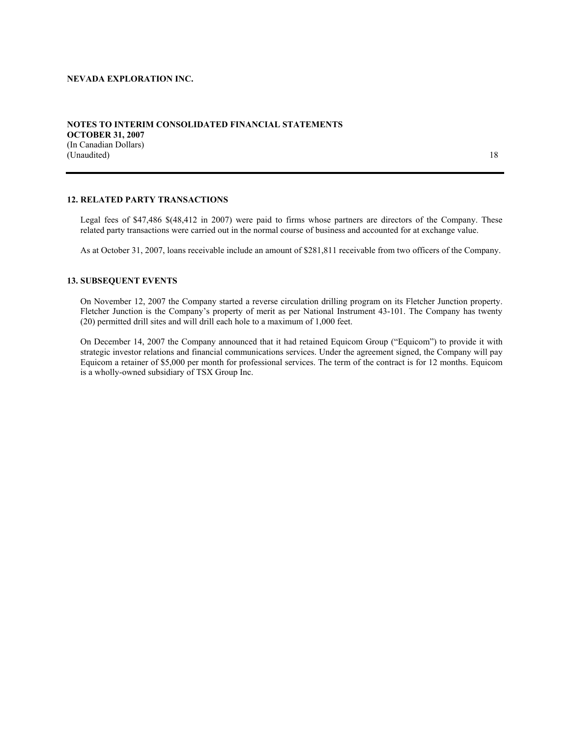## 12. RELATED PARTY TRANSACTIONS

Legal fees of $47,486 $(48,412 in 2007) were paid to firms whose partners are directors of the Company. These related party transactions were carried out in the normal course of business and accounted for at exchange value.

As at October 31, 2007, loans receivable include an amount of $281,811 receivable from two officers of the Company.

## 13. SUBSEQUENT EVENTS

On November 12, 2007 the Company started a reverse circulation drilling program on its Fletcher Junction property. Fletcher Junction is the Company's property of merit as per National Instrument 43-101. The Company has twenty (20) permitted drill sites and will drill each hole to a maximum of 1,000 feet.

On December 14, 2007 the Company announced that it had retained Equicom Group ("Equicom") to provide it with strategic investor relations and financial communications services. Under the agreement signed, the Company will pay Equicom a retainer of $5,000 per month for professional services. The term of the contract is for 12 months. Equicom is a wholly-owned subsidiary of TSX Group Inc.